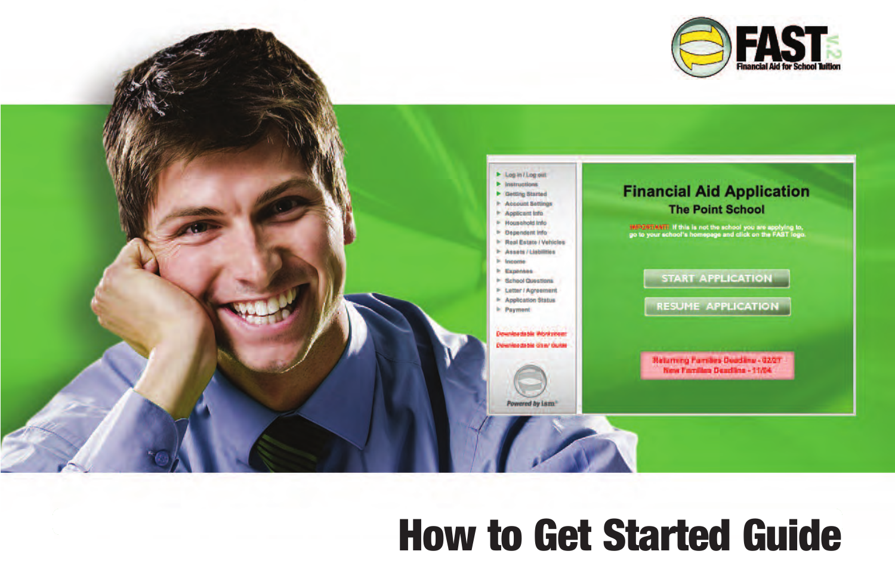FAST v.2

Financial Aid for School Tuition

# How to Get Started Guide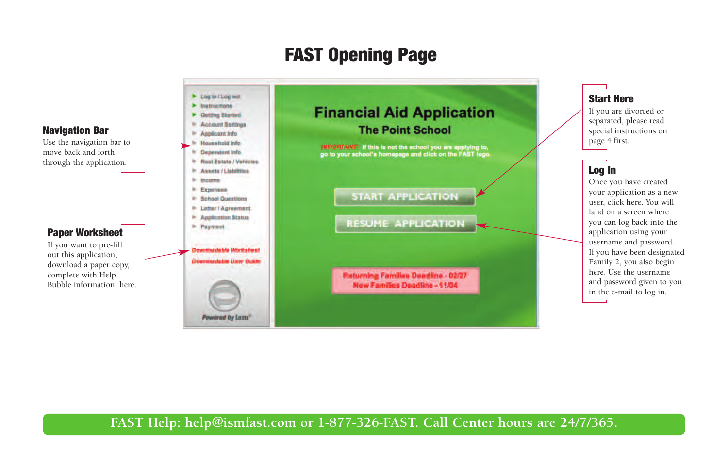# FAST Opening Page

### Navigation Bar

Use the navigation bar to move back and forth through the application.

### Paper Worksheet

If you want to pre-fill out this application, download a paper copy, complete with Help Bubble information, here.

### Start Here

If you are divorced or separated, please read special instructions on page 4 first.

### Log In

Once you have created your application as a new user, click here. You will land on a screen where you can log back into the application using your username and password. If you have been designated Family 2, you also begin here. Use the username and password given to you in the e-mail to log in.

FAST Help: help@ismfast.com or 1-877-326-FAST. Call Center hours are 24/7/365.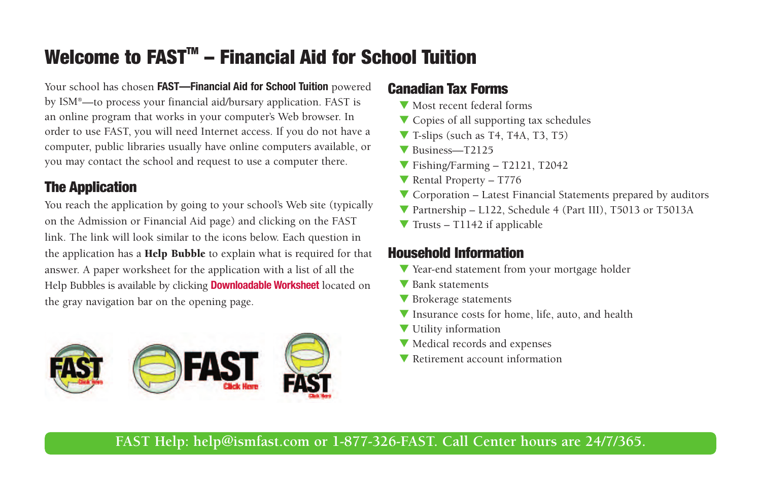# Welcome to FAST™ – Financial Aid for School Tuition

Your school has chosen **FAST—Financial Aid for School Tuition** powered by ISM®—to process your financial aid/bursary application. FAST is an online program that works in your computer's Web browser. In order to use FAST, you will need Internet access. If you do not have a computer, public libraries usually have online computers available, or you may contact the school and request to use a computer there.

## The Application

You reach the application by going to your school's Web site (typically on the Admission or Financial Aid page) and clicking on the FAST link. The link will look similar to the icons below. Each question in the application has a **Help Bubble** to explain what is required for that answer. A paper worksheet for the application with a list of all the Help Bubbles is available by clicking **Downloadable Worksheet** located on the gray navigation bar on the opening page.

## Canadian Tax Forms

- Most recent federal forms
- Copies of all supporting tax schedules
- T-slips (such as T4, T4A, T3, T5)
- Business—T2125
- Fishing/Farming – T2121, T2042
- Rental Property – T776
- Corporation – Latest Financial Statements prepared by auditors
- Partnership – L122, Schedule 4 (Part III), T5013 or T5013A
- Trusts – T1142 if applicable

## Household Information

- Year-end statement from your mortgage holder
- Bank statements
- Brokerage statements
- Insurance costs for home, life, auto, and health
- Utility information
- Medical records and expenses
- Retirement account information

FAST Help: help@ismfast.com or 1-877-326-FAST. Call Center hours are 24/7/365.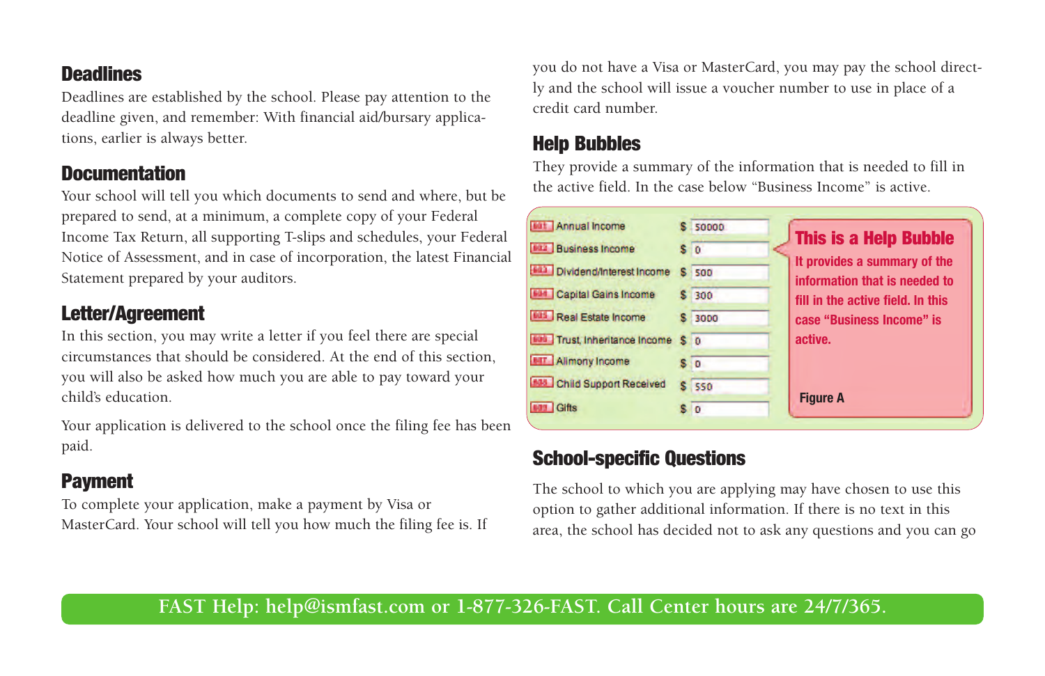## Deadlines

Deadlines are established by the school. Please pay attention to the deadline given, and remember: With financial aid/bursary applications, earlier is always better.

## Documentation

Your school will tell you which documents to send and where, but be prepared to send, at a minimum, a complete copy of your Federal Income Tax Return, all supporting T-slips and schedules, your Federal Notice of Assessment, and in case of incorporation, the latest Financial Statement prepared by your auditors.

## Letter/Agreement

In this section, you may write a letter if you feel there are special circumstances that should be considered. At the end of this section, you will also be asked how much you are able to pay toward your child's education.

Your application is delivered to the school once the filing fee has been paid.

## Payment

To complete your application, make a payment by Visa or MasterCard. Your school will tell you how much the filing fee is. If you do not have a Visa or MasterCard, you may pay the school directly and the school will issue a voucher number to use in place of a credit card number.

## Help Bubbles

They provide a summary of the information that is needed to fill in the active field. In the case below "Business Income" is active.

| Field | Amount |
| --- | --- |
| Annual Income | $ 50000 |
| Business Income | $ 0 |
| Dividend/Interest Income | $ 500 |
| Capital Gains Income | $ 300 |
| Real Estate Income | $ 3000 |
| Trust, Inheritance Income | $ 0 |
| Alimony Income | $ 0 |
| Child Support Received | $ 550 |
| Gifts | $ 0 |

**This is a Help Bubble**

**It provides a summary of the information that is needed to fill in the active field. In this case "Business Income" is active.**

**Figure A**

## School-specific Questions

The school to which you are applying may have chosen to use this option to gather additional information. If there is no text in this area, the school has decided not to ask any questions and you can go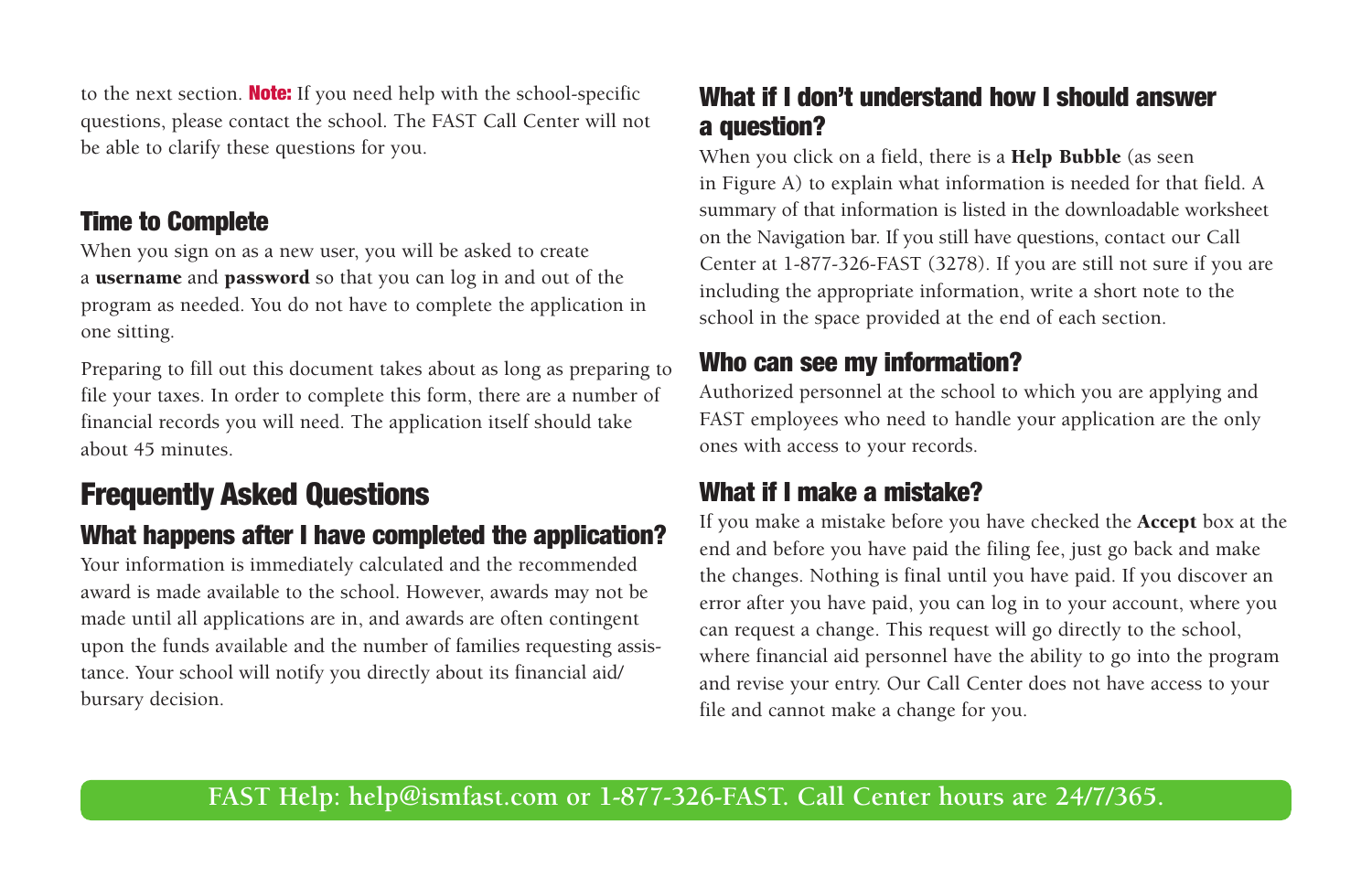to the next section. **Note:** If you need help with the school-specific questions, please contact the school. The FAST Call Center will not be able to clarify these questions for you.

### Time to Complete

When you sign on as a new user, you will be asked to create a **username** and **password** so that you can log in and out of the program as needed. You do not have to complete the application in one sitting.

Preparing to fill out this document takes about as long as preparing to file your taxes. In order to complete this form, there are a number of financial records you will need. The application itself should take about 45 minutes.

## Frequently Asked Questions

### What happens after I have completed the application?

Your information is immediately calculated and the recommended award is made available to the school. However, awards may not be made until all applications are in, and awards are often contingent upon the funds available and the number of families requesting assistance. Your school will notify you directly about its financial aid/bursary decision.

### What if I don't understand how I should answer a question?

When you click on a field, there is a **Help Bubble** (as seen in Figure A) to explain what information is needed for that field. A summary of that information is listed in the downloadable worksheet on the Navigation bar. If you still have questions, contact our Call Center at 1-877-326-FAST (3278). If you are still not sure if you are including the appropriate information, write a short note to the school in the space provided at the end of each section.

### Who can see my information?

Authorized personnel at the school to which you are applying and FAST employees who need to handle your application are the only ones with access to your records.

### What if I make a mistake?

If you make a mistake before you have checked the **Accept** box at the end and before you have paid the filing fee, just go back and make the changes. Nothing is final until you have paid. If you discover an error after you have paid, you can log in to your account, where you can request a change. This request will go directly to the school, where financial aid personnel have the ability to go into the program and revise your entry. Our Call Center does not have access to your file and cannot make a change for you.

**FAST Help: help@ismfast.com or 1-877-326-FAST. Call Center hours are 24/7/365.**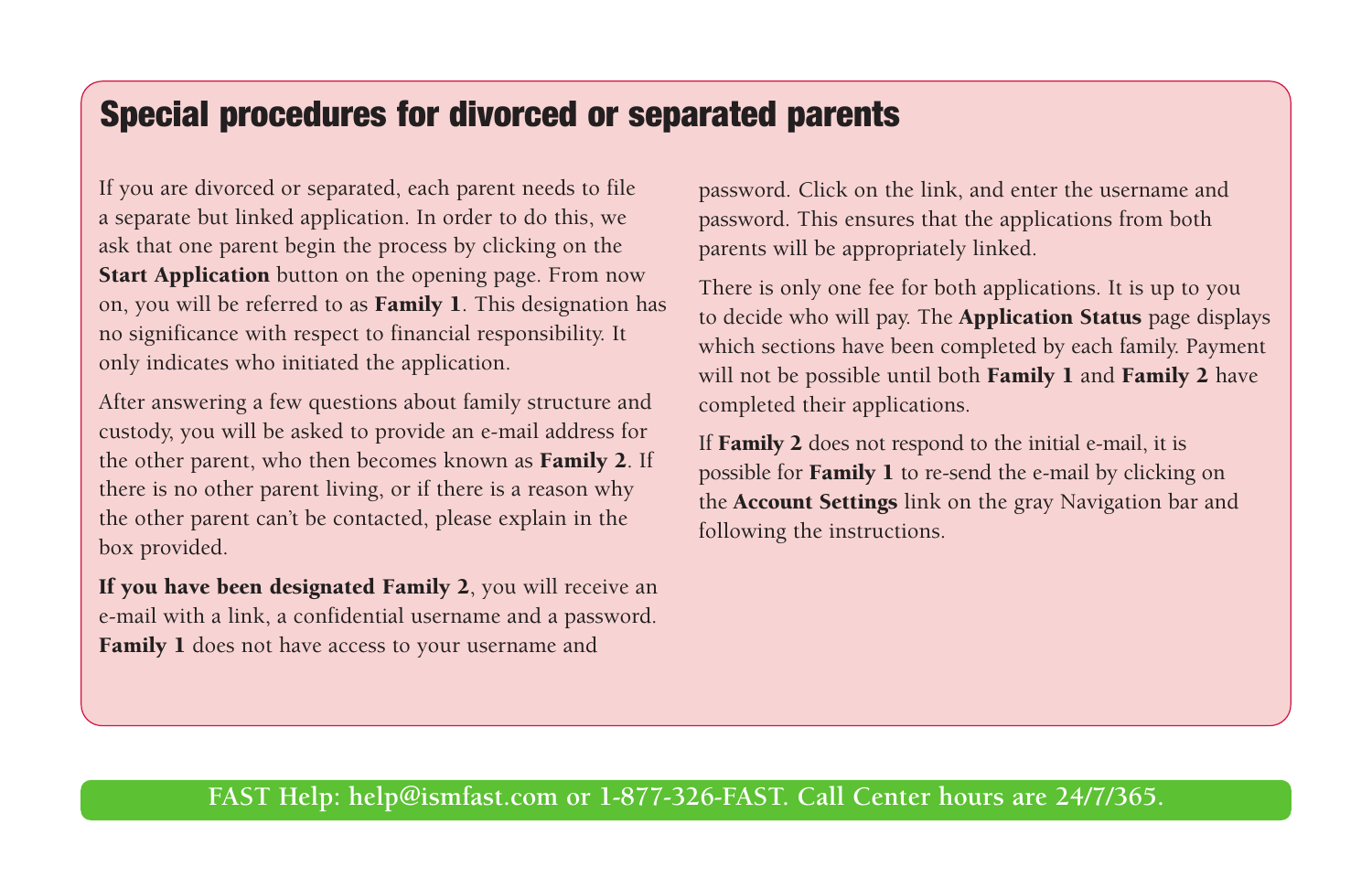## Special procedures for divorced or separated parents

If you are divorced or separated, each parent needs to file a separate but linked application. In order to do this, we ask that one parent begin the process by clicking on the **Start Application** button on the opening page. From now on, you will be referred to as **Family 1**. This designation has no significance with respect to financial responsibility. It only indicates who initiated the application.

After answering a few questions about family structure and custody, you will be asked to provide an e-mail address for the other parent, who then becomes known as **Family 2**. If there is no other parent living, or if there is a reason why the other parent can't be contacted, please explain in the box provided.

**If you have been designated Family 2**, you will receive an e-mail with a link, a confidential username and a password. **Family 1** does not have access to your username and password. Click on the link, and enter the username and password. This ensures that the applications from both parents will be appropriately linked.

There is only one fee for both applications. It is up to you to decide who will pay. The **Application Status** page displays which sections have been completed by each family. Payment will not be possible until both **Family 1** and **Family 2** have completed their applications.

If **Family 2** does not respond to the initial e-mail, it is possible for **Family 1** to re-send the e-mail by clicking on the **Account Settings** link on the gray Navigation bar and following the instructions.

FAST Help: help@ismfast.com or 1-877-326-FAST. Call Center hours are 24/7/365.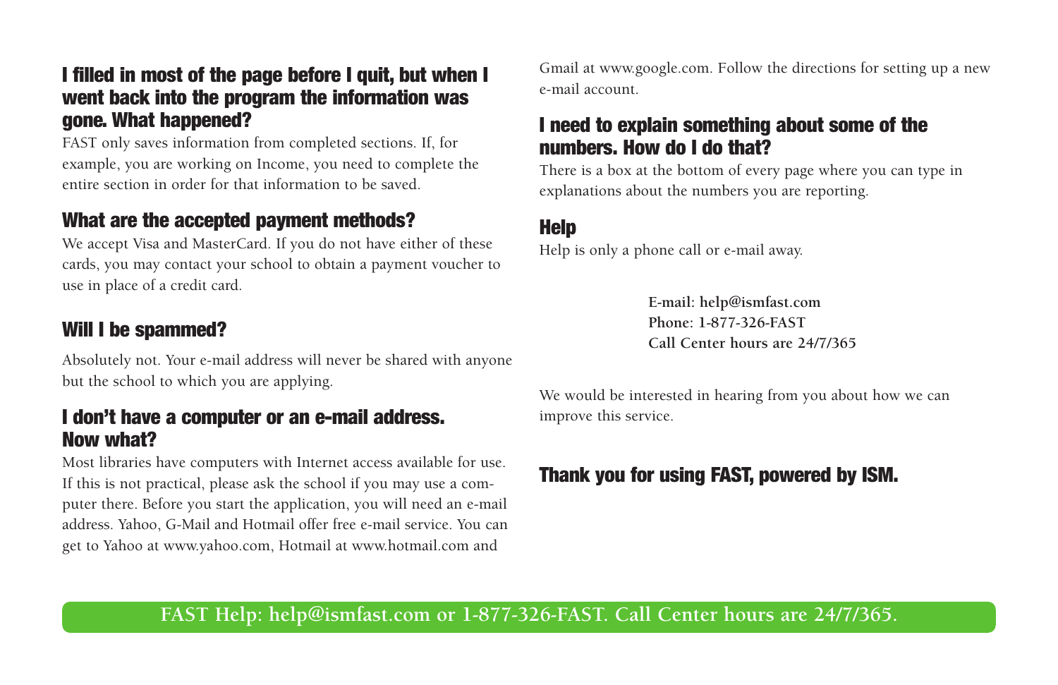## I filled in most of the page before I quit, but when I went back into the program the information was gone. What happened?

FAST only saves information from completed sections. If, for example, you are working on Income, you need to complete the entire section in order for that information to be saved.

## What are the accepted payment methods?

We accept Visa and MasterCard. If you do not have either of these cards, you may contact your school to obtain a payment voucher to use in place of a credit card.

## Will I be spammed?

Absolutely not. Your e-mail address will never be shared with anyone but the school to which you are applying.

## I don't have a computer or an e-mail address. Now what?

Most libraries have computers with Internet access available for use. If this is not practical, please ask the school if you may use a computer there. Before you start the application, you will need an e-mail address. Yahoo, G-Mail and Hotmail offer free e-mail service. You can get to Yahoo at www.yahoo.com, Hotmail at www.hotmail.com and Gmail at www.google.com. Follow the directions for setting up a new e-mail account.

## I need to explain something about some of the numbers. How do I do that?

There is a box at the bottom of every page where you can type in explanations about the numbers you are reporting.

## Help

Help is only a phone call or e-mail away.

**E-mail: help@ismfast.com**
**Phone: 1-877-326-FAST**
**Call Center hours are 24/7/365**

We would be interested in hearing from you about how we can improve this service.

## Thank you for using FAST, powered by ISM.

**FAST Help: help@ismfast.com or 1-877-326-FAST. Call Center hours are 24/7/365.**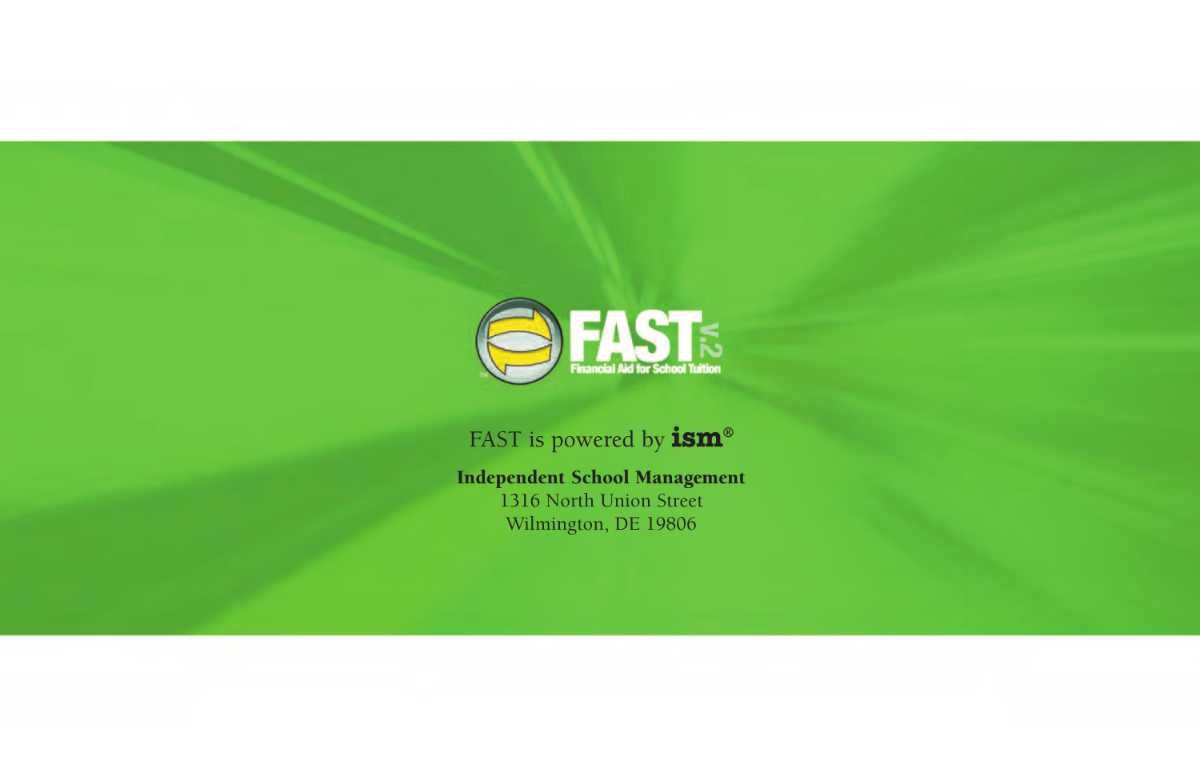FAST v.2

Financial Aid for School Tuition

FAST is powered by ism®

**Independent School Management**
1316 North Union Street
Wilmington, DE 19806